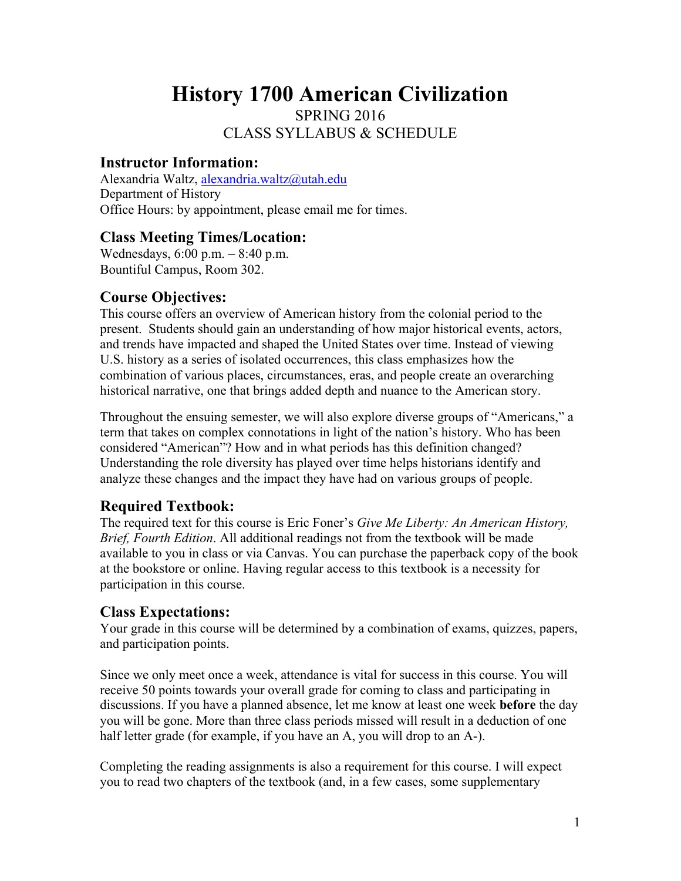# History 1700 American Civilization

SPRING 2016

CLASS SYLLABUS & SCHEDULE

## Instructor Information:

Alexandria Waltz, alexandria.waltz@utah.edu
Department of History
Office Hours: by appointment, please email me for times.

## Class Meeting Times/Location:

Wednesdays, 6:00 p.m. – 8:40 p.m.
Bountiful Campus, Room 302.

## Course Objectives:

This course offers an overview of American history from the colonial period to the present. Students should gain an understanding of how major historical events, actors, and trends have impacted and shaped the United States over time. Instead of viewing U.S. history as a series of isolated occurrences, this class emphasizes how the combination of various places, circumstances, eras, and people create an overarching historical narrative, one that brings added depth and nuance to the American story.

Throughout the ensuing semester, we will also explore diverse groups of "Americans," a term that takes on complex connotations in light of the nation's history. Who has been considered "American"? How and in what periods has this definition changed? Understanding the role diversity has played over time helps historians identify and analyze these changes and the impact they have had on various groups of people.

## Required Textbook:

The required text for this course is Eric Foner's *Give Me Liberty: An American History, Brief, Fourth Edition*. All additional readings not from the textbook will be made available to you in class or via Canvas. You can purchase the paperback copy of the book at the bookstore or online. Having regular access to this textbook is a necessity for participation in this course.

## Class Expectations:

Your grade in this course will be determined by a combination of exams, quizzes, papers, and participation points.

Since we only meet once a week, attendance is vital for success in this course. You will receive 50 points towards your overall grade for coming to class and participating in discussions. If you have a planned absence, let me know at least one week **before** the day you will be gone. More than three class periods missed will result in a deduction of one half letter grade (for example, if you have an A, you will drop to an A-).

Completing the reading assignments is also a requirement for this course. I will expect you to read two chapters of the textbook (and, in a few cases, some supplementary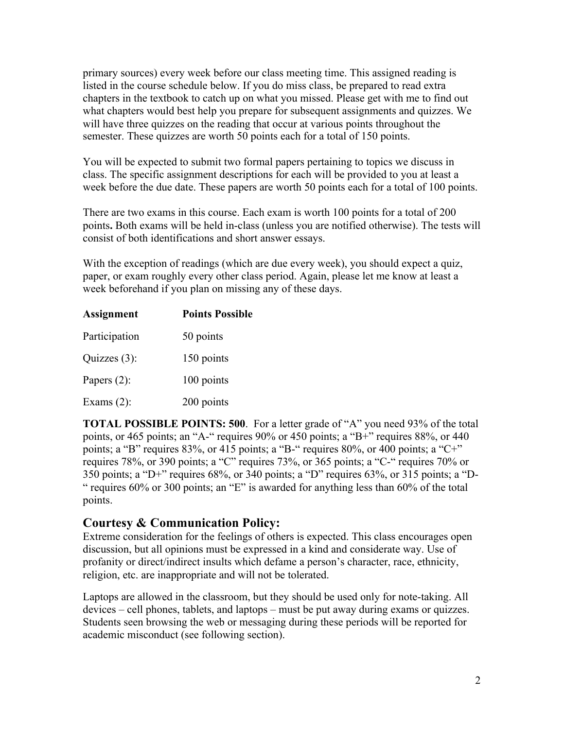primary sources) every week before our class meeting time. This assigned reading is listed in the course schedule below. If you do miss class, be prepared to read extra chapters in the textbook to catch up on what you missed. Please get with me to find out what chapters would best help you prepare for subsequent assignments and quizzes. We will have three quizzes on the reading that occur at various points throughout the semester. These quizzes are worth 50 points each for a total of 150 points.

You will be expected to submit two formal papers pertaining to topics we discuss in class. The specific assignment descriptions for each will be provided to you at least a week before the due date. These papers are worth 50 points each for a total of 100 points.

There are two exams in this course. Each exam is worth 100 points for a total of 200 points**.** Both exams will be held in-class (unless you are notified otherwise). The tests will consist of both identifications and short answer essays.

With the exception of readings (which are due every week), you should expect a quiz, paper, or exam roughly every other class period. Again, please let me know at least a week beforehand if you plan on missing any of these days.

| **Assignment** | **Points Possible** |
|---|---|
| Participation | 50 points |
| Quizzes (3): | 150 points |
| Papers (2): | 100 points |
| Exams (2): | 200 points |

**TOTAL POSSIBLE POINTS: 500**. For a letter grade of "A" you need 93% of the total points, or 465 points; an "A-" requires 90% or 450 points; a "B+" requires 88%, or 440 points; a "B" requires 83%, or 415 points; a "B-" requires 80%, or 400 points; a "C+" requires 78%, or 390 points; a "C" requires 73%, or 365 points; a "C-" requires 70% or 350 points; a "D+" requires 68%, or 340 points; a "D" requires 63%, or 315 points; a "D-" requires 60% or 300 points; an "E" is awarded for anything less than 60% of the total points.

## Courtesy & Communication Policy:

Extreme consideration for the feelings of others is expected. This class encourages open discussion, but all opinions must be expressed in a kind and considerate way. Use of profanity or direct/indirect insults which defame a person's character, race, ethnicity, religion, etc. are inappropriate and will not be tolerated.

Laptops are allowed in the classroom, but they should be used only for note-taking. All devices – cell phones, tablets, and laptops – must be put away during exams or quizzes. Students seen browsing the web or messaging during these periods will be reported for academic misconduct (see following section).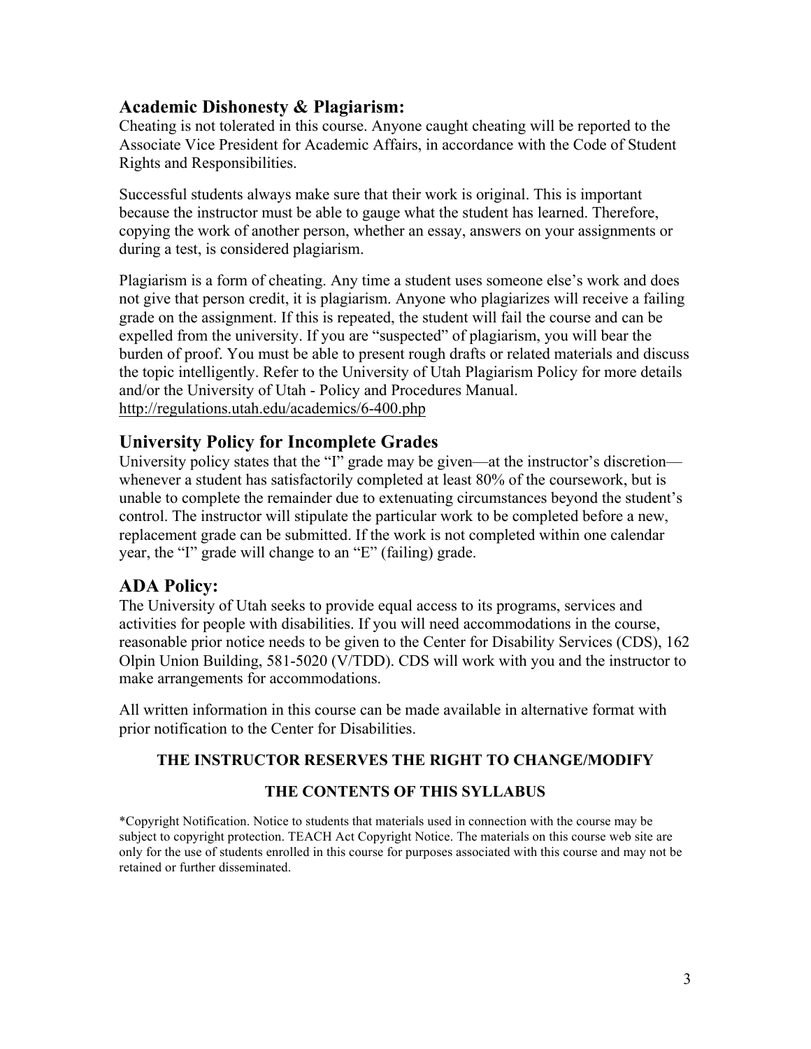## Academic Dishonesty & Plagiarism:

Cheating is not tolerated in this course. Anyone caught cheating will be reported to the Associate Vice President for Academic Affairs, in accordance with the Code of Student Rights and Responsibilities.

Successful students always make sure that their work is original. This is important because the instructor must be able to gauge what the student has learned. Therefore, copying the work of another person, whether an essay, answers on your assignments or during a test, is considered plagiarism.

Plagiarism is a form of cheating. Any time a student uses someone else's work and does not give that person credit, it is plagiarism. Anyone who plagiarizes will receive a failing grade on the assignment. If this is repeated, the student will fail the course and can be expelled from the university. If you are "suspected" of plagiarism, you will bear the burden of proof. You must be able to present rough drafts or related materials and discuss the topic intelligently. Refer to the University of Utah Plagiarism Policy for more details and/or the University of Utah - Policy and Procedures Manual. http://regulations.utah.edu/academics/6-400.php

## University Policy for Incomplete Grades

University policy states that the "I" grade may be given—at the instructor's discretion—whenever a student has satisfactorily completed at least 80% of the coursework, but is unable to complete the remainder due to extenuating circumstances beyond the student's control. The instructor will stipulate the particular work to be completed before a new, replacement grade can be submitted. If the work is not completed within one calendar year, the "I" grade will change to an "E" (failing) grade.

## ADA Policy:

The University of Utah seeks to provide equal access to its programs, services and activities for people with disabilities. If you will need accommodations in the course, reasonable prior notice needs to be given to the Center for Disability Services (CDS), 162 Olpin Union Building, 581-5020 (V/TDD). CDS will work with you and the instructor to make arrangements for accommodations.

All written information in this course can be made available in alternative format with prior notification to the Center for Disabilities.

**THE INSTRUCTOR RESERVES THE RIGHT TO CHANGE/MODIFY**

**THE CONTENTS OF THIS SYLLABUS**

*Copyright Notification. Notice to students that materials used in connection with the course may be subject to copyright protection. TEACH Act Copyright Notice. The materials on this course web site are only for the use of students enrolled in this course for purposes associated with this course and may not be retained or further disseminated.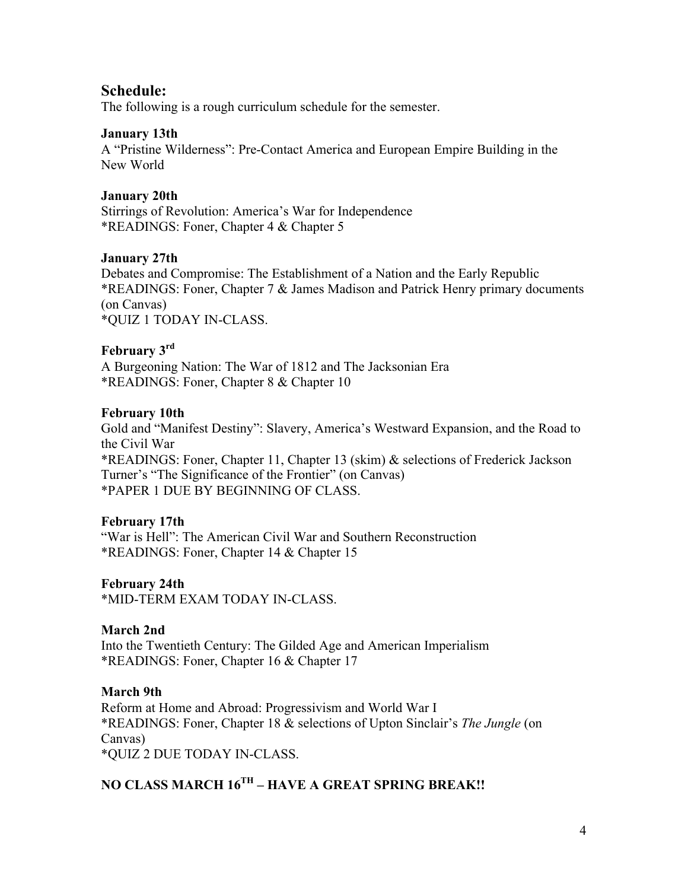## Schedule:

The following is a rough curriculum schedule for the semester.

**January 13th**
A "Pristine Wilderness": Pre-Contact America and European Empire Building in the New World

**January 20th**
Stirrings of Revolution: America's War for Independence
*READINGS: Foner, Chapter 4 & Chapter 5

**January 27th**
Debates and Compromise: The Establishment of a Nation and the Early Republic
*READINGS: Foner, Chapter 7 & James Madison and Patrick Henry primary documents (on Canvas)
*QUIZ 1 TODAY IN-CLASS.

**February 3rd**
A Burgeoning Nation: The War of 1812 and The Jacksonian Era
*READINGS: Foner, Chapter 8 & Chapter 10

**February 10th**
Gold and "Manifest Destiny": Slavery, America's Westward Expansion, and the Road to the Civil War
*READINGS: Foner, Chapter 11, Chapter 13 (skim) & selections of Frederick Jackson Turner's "The Significance of the Frontier" (on Canvas)
*PAPER 1 DUE BY BEGINNING OF CLASS.

**February 17th**
"War is Hell": The American Civil War and Southern Reconstruction
*READINGS: Foner, Chapter 14 & Chapter 15

**February 24th**
*MID-TERM EXAM TODAY IN-CLASS.

**March 2nd**
Into the Twentieth Century: The Gilded Age and American Imperialism
*READINGS: Foner, Chapter 16 & Chapter 17

**March 9th**
Reform at Home and Abroad: Progressivism and World War I
*READINGS: Foner, Chapter 18 & selections of Upton Sinclair's *The Jungle* (on Canvas)
*QUIZ 2 DUE TODAY IN-CLASS.

**NO CLASS MARCH 16TH – HAVE A GREAT SPRING BREAK!!**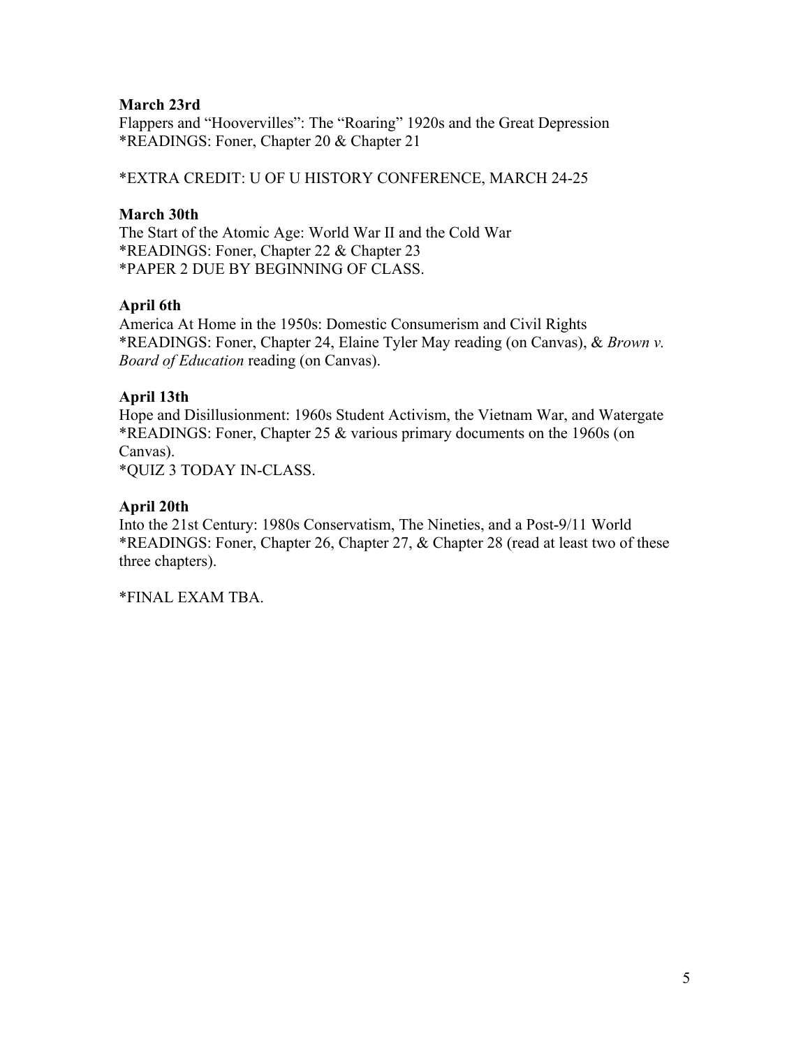**March 23rd**
Flappers and "Hoovervilles": The "Roaring" 1920s and the Great Depression
*READINGS: Foner, Chapter 20 & Chapter 21

*EXTRA CREDIT: U OF U HISTORY CONFERENCE, MARCH 24-25

**March 30th**
The Start of the Atomic Age: World War II and the Cold War
*READINGS: Foner, Chapter 22 & Chapter 23
*PAPER 2 DUE BY BEGINNING OF CLASS.

**April 6th**
America At Home in the 1950s: Domestic Consumerism and Civil Rights
*READINGS: Foner, Chapter 24, Elaine Tyler May reading (on Canvas), & *Brown v. Board of Education* reading (on Canvas).

**April 13th**
Hope and Disillusionment: 1960s Student Activism, the Vietnam War, and Watergate
*READINGS: Foner, Chapter 25 & various primary documents on the 1960s (on Canvas).
*QUIZ 3 TODAY IN-CLASS.

**April 20th**
Into the 21st Century: 1980s Conservatism, The Nineties, and a Post-9/11 World
*READINGS: Foner, Chapter 26, Chapter 27, & Chapter 28 (read at least two of these three chapters).

*FINAL EXAM TBA.